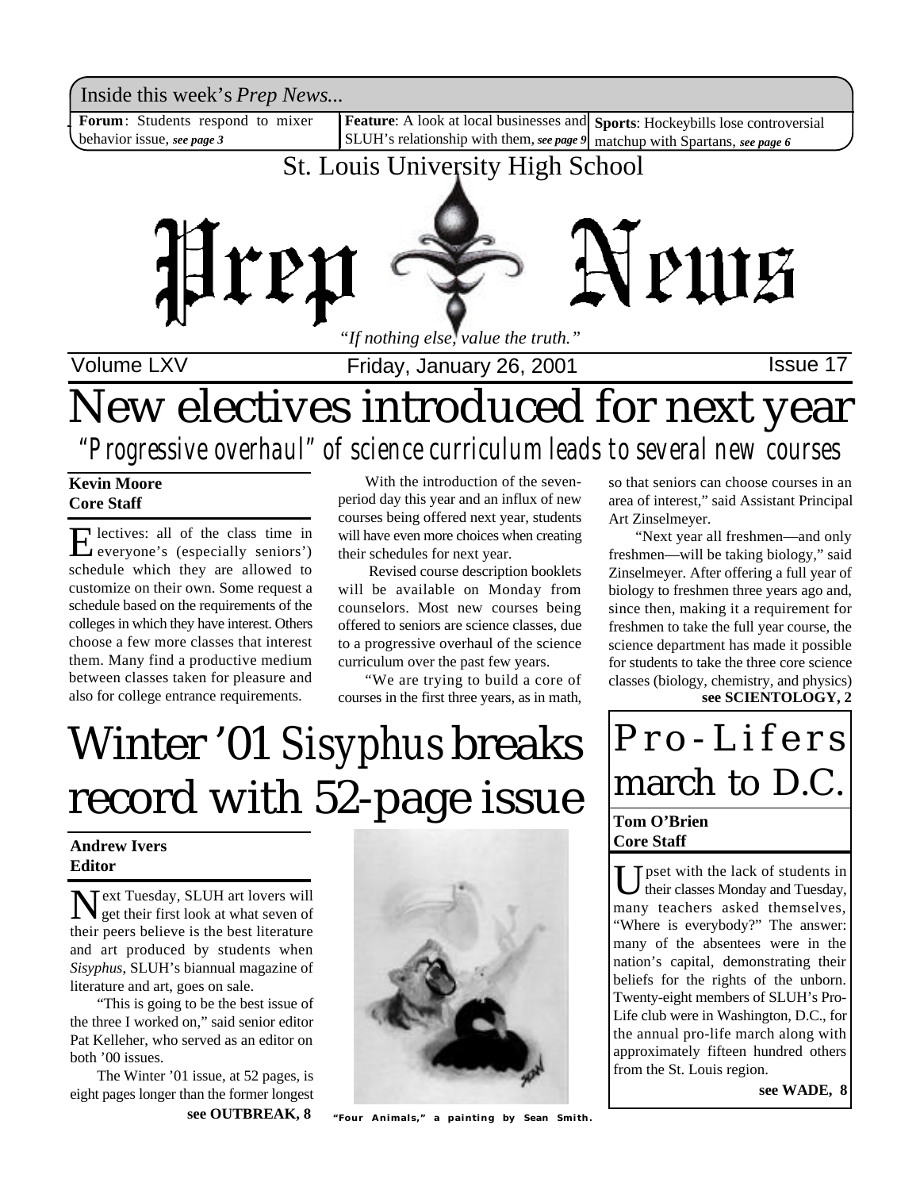Inside this week's *Prep News...*

**Forum**: Students respond to mixer behavior issue, *see page 3*

**Feature**: A look at local businesses and SLUH's relationship with them, *see page 9*

**Sports**: Hockeybills lose controversial matchup with Spartans, *see page 6*

St. Louis University High School

# Prep News

*"If nothing else, value the truth."*

Volume LXV — Friday, January 26, 2001 — Issue 17

# New electives introduced for next year

## *"Progressive overhaul" of science curriculum leads to several new courses*

**Kevin Moore**
**Core Staff**

Electives: all of the class time in everyone's (especially seniors') schedule which they are allowed to customize on their own. Some request a schedule based on the requirements of the colleges in which they have interest. Others choose a few more classes that interest them. Many find a productive medium between classes taken for pleasure and also for college entrance requirements.

With the introduction of the seven-period day this year and an influx of new courses being offered next year, students will have even more choices when creating their schedules for next year.

Revised course description booklets will be available on Monday from counselors. Most new courses being offered to seniors are science classes, due to a progressive overhaul of the science curriculum over the past few years.

"We are trying to build a core of courses in the first three years, as in math, so that seniors can choose courses in an area of interest," said Assistant Principal Art Zinselmeyer.

"Next year all freshmen—and only freshmen—will be taking biology," said Zinselmeyer. After offering a full year of biology to freshmen three years ago and, since then, making it a requirement for freshmen to take the full year course, the science department has made it possible for students to take the three core science classes (biology, chemistry, and physics)

**see SCIENTOLOGY, 2**

# Winter '01 *Sisyphus* breaks record with 52-page issue

**Andrew Ivers**
**Editor**

Next Tuesday, SLUH art lovers will get their first look at what seven of their peers believe is the best literature and art produced by students when *Sisyphus*, SLUH's biannual magazine of literature and art, goes on sale.

"This is going to be the best issue of the three I worked on," said senior editor Pat Kelleher, who served as an editor on both '00 issues.

The Winter '01 issue, at 52 pages, is eight pages longer than the former longest

**see OUTBREAK, 8**

*"Four Animals," a painting by Sean Smith.*

# Pro-Lifers march to D.C.

**Tom O'Brien**
**Core Staff**

Upset with the lack of students in their classes Monday and Tuesday, many teachers asked themselves, "Where is everybody?" The answer: many of the absentees were in the nation's capital, demonstrating their beliefs for the rights of the unborn. Twenty-eight members of SLUH's Pro-Life club were in Washington, D.C., for the annual pro-life march along with approximately fifteen hundred others from the St. Louis region.

**see WADE, 8**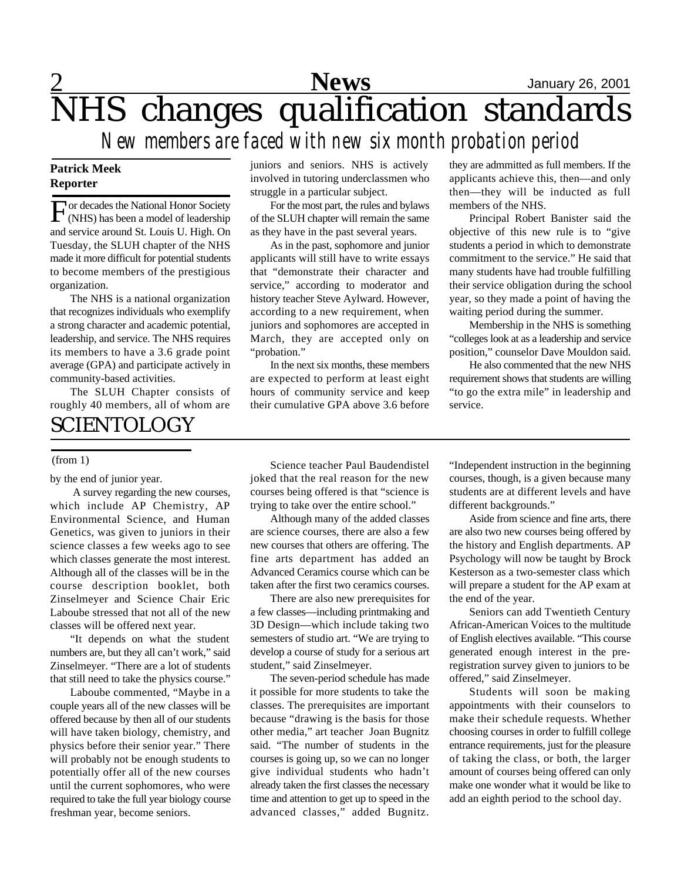# NHS changes qualification standards

## *New members are faced with new six month probation period*

**Patrick Meek**
**Reporter**

For decades the National Honor Society (NHS) has been a model of leadership and service around St. Louis U. High. On Tuesday, the SLUH chapter of the NHS made it more difficult for potential students to become members of the prestigious organization.

The NHS is a national organization that recognizes individuals who exemplify a strong character and academic potential, leadership, and service. The NHS requires its members to have a 3.6 grade point average (GPA) and participate actively in community-based activities.

The SLUH Chapter consists of roughly 40 members, all of whom are juniors and seniors. NHS is actively involved in tutoring underclassmen who struggle in a particular subject.

For the most part, the rules and bylaws of the SLUH chapter will remain the same as they have in the past several years.

As in the past, sophomore and junior applicants will still have to write essays that "demonstrate their character and service," according to moderator and history teacher Steve Aylward. However, according to a new requirement, when juniors and sophomores are accepted in March, they are accepted only on "probation."

In the next six months, these members are expected to perform at least eight hours of community service and keep their cumulative GPA above 3.6 before they are admmitted as full members. If the applicants achieve this, then—and only then—they will be inducted as full members of the NHS.

Principal Robert Banister said the objective of this new rule is to "give students a period in which to demonstrate commitment to the service." He said that many students have had trouble fulfilling their service obligation during the school year, so they made a point of having the waiting period during the summer.

Membership in the NHS is something "colleges look at as a leadership and service position," counselor Dave Mouldon said.

He also commented that the new NHS requirement shows that students are willing "to go the extra mile" in leadership and service.

# SCIENTOLOGY

(from 1)

by the end of junior year.

A survey regarding the new courses, which include AP Chemistry, AP Environmental Science, and Human Genetics, was given to juniors in their science classes a few weeks ago to see which classes generate the most interest. Although all of the classes will be in the course description booklet, both Zinselmeyer and Science Chair Eric Laboube stressed that not all of the new classes will be offered next year.

"It depends on what the student numbers are, but they all can't work," said Zinselmeyer. "There are a lot of students that still need to take the physics course."

Laboube commented, "Maybe in a couple years all of the new classes will be offered because by then all of our students will have taken biology, chemistry, and physics before their senior year." There will probably not be enough students to potentially offer all of the new courses until the current sophomores, who were required to take the full year biology course freshman year, become seniors.

Science teacher Paul Baudendistel joked that the real reason for the new courses being offered is that "science is trying to take over the entire school."

Although many of the added classes are science courses, there are also a few new courses that others are offering. The fine arts department has added an Advanced Ceramics course which can be taken after the first two ceramics courses.

There are also new prerequisites for a few classes—including printmaking and 3D Design—which include taking two semesters of studio art. "We are trying to develop a course of study for a serious art student," said Zinselmeyer.

The seven-period schedule has made it possible for more students to take the classes. The prerequisites are important because "drawing is the basis for those other media," art teacher Joan Bugnitz said. "The number of students in the courses is going up, so we can no longer give individual students who hadn't already taken the first classes the necessary time and attention to get up to speed in the advanced classes," added Bugnitz. "Independent instruction in the beginning courses, though, is a given because many students are at different levels and have different backgrounds."

Aside from science and fine arts, there are also two new courses being offered by the history and English departments. AP Psychology will now be taught by Brock Kesterson as a two-semester class which will prepare a student for the AP exam at the end of the year.

Seniors can add Twentieth Century African-American Voices to the multitude of English electives available. "This course generated enough interest in the pre-registration survey given to juniors to be offered," said Zinselmeyer.

Students will soon be making appointments with their counselors to make their schedule requests. Whether choosing courses in order to fulfill college entrance requirements, just for the pleasure of taking the class, or both, the larger amount of courses being offered can only make one wonder what it would be like to add an eighth period to the school day.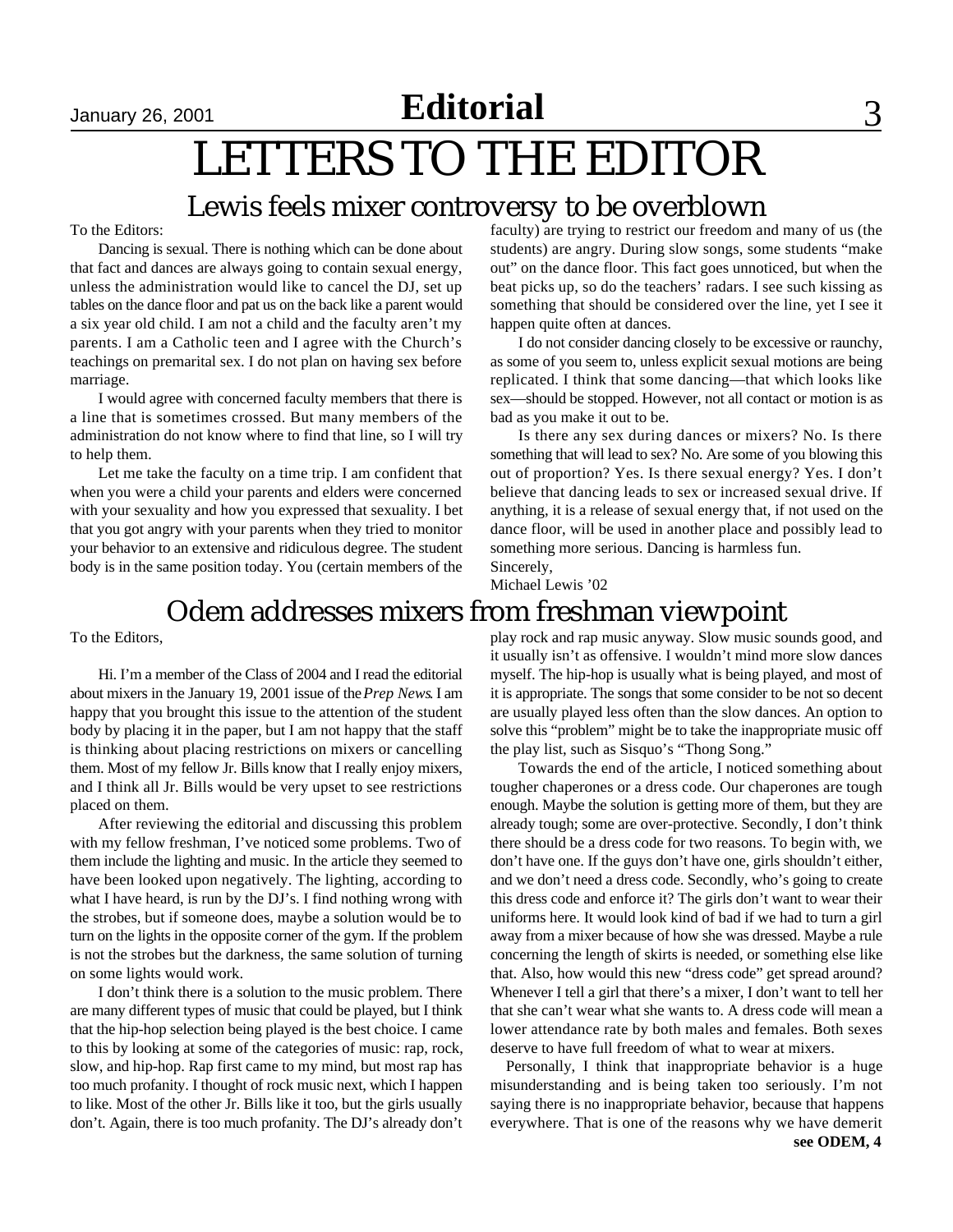# LETTERS TO THE EDITOR

## Lewis feels mixer controversy to be overblown

To the Editors:

Dancing is sexual. There is nothing which can be done about that fact and dances are always going to contain sexual energy, unless the administration would like to cancel the DJ, set up tables on the dance floor and pat us on the back like a parent would a six year old child. I am not a child and the faculty aren't my parents. I am a Catholic teen and I agree with the Church's teachings on premarital sex. I do not plan on having sex before marriage.

I would agree with concerned faculty members that there is a line that is sometimes crossed. But many members of the administration do not know where to find that line, so I will try to help them.

Let me take the faculty on a time trip. I am confident that when you were a child your parents and elders were concerned with your sexuality and how you expressed that sexuality. I bet that you got angry with your parents when they tried to monitor your behavior to an extensive and ridiculous degree. The student body is in the same position today. You (certain members of the faculty) are trying to restrict our freedom and many of us (the students) are angry. During slow songs, some students "make out" on the dance floor. This fact goes unnoticed, but when the beat picks up, so do the teachers' radars. I see such kissing as something that should be considered over the line, yet I see it happen quite often at dances.

I do not consider dancing closely to be excessive or raunchy, as some of you seem to, unless explicit sexual motions are being replicated. I think that some dancing—that which looks like sex—should be stopped. However, not all contact or motion is as bad as you make it out to be.

Is there any sex during dances or mixers? No. Is there something that will lead to sex? No. Are some of you blowing this out of proportion? Yes. Is there sexual energy? Yes. I don't believe that dancing leads to sex or increased sexual drive. If anything, it is a release of sexual energy that, if not used on the dance floor, will be used in another place and possibly lead to something more serious. Dancing is harmless fun.

Sincerely,
Michael Lewis '02

## Odem addresses mixers from freshman viewpoint

To the Editors,

Hi. I'm a member of the Class of 2004 and I read the editorial about mixers in the January 19, 2001 issue of the *Prep News*. I am happy that you brought this issue to the attention of the student body by placing it in the paper, but I am not happy that the staff is thinking about placing restrictions on mixers or cancelling them. Most of my fellow Jr. Bills know that I really enjoy mixers, and I think all Jr. Bills would be very upset to see restrictions placed on them.

After reviewing the editorial and discussing this problem with my fellow freshman, I've noticed some problems. Two of them include the lighting and music. In the article they seemed to have been looked upon negatively. The lighting, according to what I have heard, is run by the DJ's. I find nothing wrong with the strobes, but if someone does, maybe a solution would be to turn on the lights in the opposite corner of the gym. If the problem is not the strobes but the darkness, the same solution of turning on some lights would work.

I don't think there is a solution to the music problem. There are many different types of music that could be played, but I think that the hip-hop selection being played is the best choice. I came to this by looking at some of the categories of music: rap, rock, slow, and hip-hop. Rap first came to my mind, but most rap has too much profanity. I thought of rock music next, which I happen to like. Most of the other Jr. Bills like it too, but the girls usually don't. Again, there is too much profanity. The DJ's already don't play rock and rap music anyway. Slow music sounds good, and it usually isn't as offensive. I wouldn't mind more slow dances myself. The hip-hop is usually what is being played, and most of it is appropriate. The songs that some consider to be not so decent are usually played less often than the slow dances. An option to solve this "problem" might be to take the inappropriate music off the play list, such as Sisquo's "Thong Song."

Towards the end of the article, I noticed something about tougher chaperones or a dress code. Our chaperones are tough enough. Maybe the solution is getting more of them, but they are already tough; some are over-protective. Secondly, I don't think there should be a dress code for two reasons. To begin with, we don't have one. If the guys don't have one, girls shouldn't either, and we don't need a dress code. Secondly, who's going to create this dress code and enforce it? The girls don't want to wear their uniforms here. It would look kind of bad if we had to turn a girl away from a mixer because of how she was dressed. Maybe a rule concerning the length of skirts is needed, or something else like that. Also, how would this new "dress code" get spread around? Whenever I tell a girl that there's a mixer, I don't want to tell her that she can't wear what she wants to. A dress code will mean a lower attendance rate by both males and females. Both sexes deserve to have full freedom of what to wear at mixers.

Personally, I think that inappropriate behavior is a huge misunderstanding and is being taken too seriously. I'm not saying there is no inappropriate behavior, because that happens everywhere. That is one of the reasons why we have demerit

**see ODEM, 4**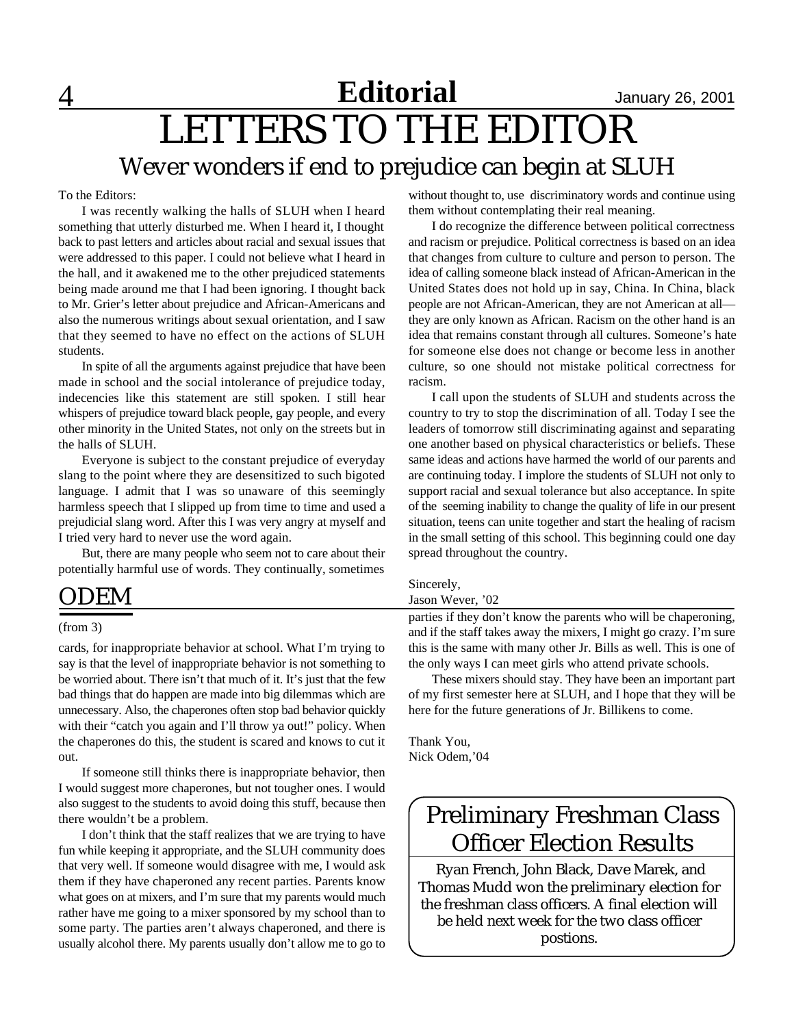# LETTERS TO THE EDITOR

## Wever wonders if end to prejudice can begin at SLUH

To the Editors:

I was recently walking the halls of SLUH when I heard something that utterly disturbed me. When I heard it, I thought back to past letters and articles about racial and sexual issues that were addressed to this paper. I could not believe what I heard in the hall, and it awakened me to the other prejudiced statements being made around me that I had been ignoring. I thought back to Mr. Grier's letter about prejudice and African-Americans and also the numerous writings about sexual orientation, and I saw that they seemed to have no effect on the actions of SLUH students.

In spite of all the arguments against prejudice that have been made in school and the social intolerance of prejudice today, indecencies like this statement are still spoken. I still hear whispers of prejudice toward black people, gay people, and every other minority in the United States, not only on the streets but in the halls of SLUH.

Everyone is subject to the constant prejudice of everyday slang to the point where they are desensitized to such bigoted language. I admit that I was so unaware of this seemingly harmless speech that I slipped up from time to time and used a prejudicial slang word. After this I was very angry at myself and I tried very hard to never use the word again.

But, there are many people who seem not to care about their potentially harmful use of words. They continually, sometimes without thought to, use discriminatory words and continue using them without contemplating their real meaning.

I do recognize the difference between political correctness and racism or prejudice. Political correctness is based on an idea that changes from culture to culture and person to person. The idea of calling someone black instead of African-American in the United States does not hold up in say, China. In China, black people are not African-American, they are not American at all—they are only known as African. Racism on the other hand is an idea that remains constant through all cultures. Someone's hate for someone else does not change or become less in another culture, so one should not mistake political correctness for racism.

I call upon the students of SLUH and students across the country to try to stop the discrimination of all. Today I see the leaders of tomorrow still discriminating against and separating one another based on physical characteristics or beliefs. These same ideas and actions have harmed the world of our parents and are continuing today. I implore the students of SLUH not only to support racial and sexual tolerance but also acceptance. In spite of the seeming inability to change the quality of life in our present situation, teens can unite together and start the healing of racism in the small setting of this school. This beginning could one day spread throughout the country.

Sincerely,
Jason Wever, '02

## ODEM

(from 3)

cards, for inappropriate behavior at school. What I'm trying to say is that the level of inappropriate behavior is not something to be worried about. There isn't that much of it. It's just that the few bad things that do happen are made into big dilemmas which are unnecessary. Also, the chaperones often stop bad behavior quickly with their "catch you again and I'll throw ya out!" policy. When the chaperones do this, the student is scared and knows to cut it out.

If someone still thinks there is inappropriate behavior, then I would suggest more chaperones, but not tougher ones. I would also suggest to the students to avoid doing this stuff, because then there wouldn't be a problem.

I don't think that the staff realizes that we are trying to have fun while keeping it appropriate, and the SLUH community does that very well. If someone would disagree with me, I would ask them if they have chaperoned any recent parties. Parents know what goes on at mixers, and I'm sure that my parents would much rather have me going to a mixer sponsored by my school than to some party. The parties aren't always chaperoned, and there is usually alcohol there. My parents usually don't allow me to go to parties if they don't know the parents who will be chaperoning, and if the staff takes away the mixers, I might go crazy. I'm sure this is the same with many other Jr. Bills as well. This is one of the only ways I can meet girls who attend private schools.

These mixers should stay. They have been an important part of my first semester here at SLUH, and I hope that they will be here for the future generations of Jr. Billikens to come.

Thank You,
Nick Odem,'04

## Preliminary Freshman Class Officer Election Results

Ryan French, John Black, Dave Marek, and Thomas Mudd won the preliminary election for the freshman class officers. A final election will be held next week for the two class officer postions.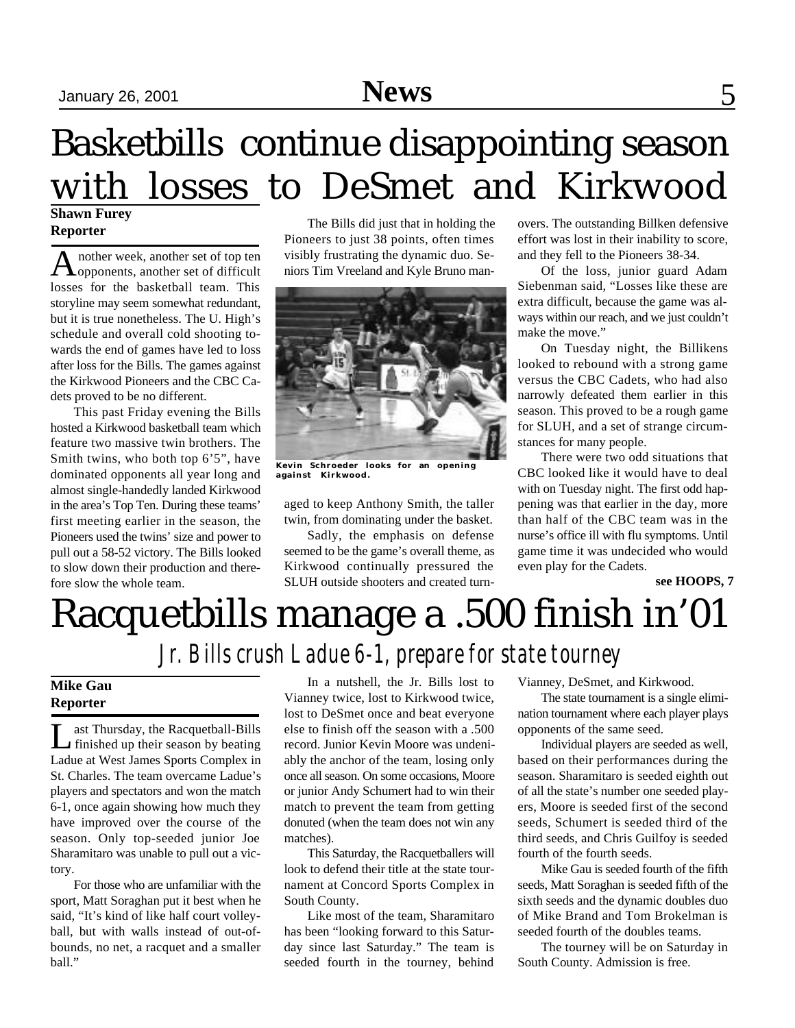# Basketbills continue disappointing season with losses to DeSmet and Kirkwood

**Shawn Furey**
**Reporter**

Another week, another set of top ten opponents, another set of difficult losses for the basketball team. This storyline may seem somewhat redundant, but it is true nonetheless. The U. High's schedule and overall cold shooting towards the end of games have led to loss after loss for the Bills. The games against the Kirkwood Pioneers and the CBC Cadets proved to be no different.

This past Friday evening the Bills hosted a Kirkwood basketball team which feature two massive twin brothers. The Smith twins, who both top 6'5", have dominated opponents all year long and almost single-handedly landed Kirkwood in the area's Top Ten. During these teams' first meeting earlier in the season, the Pioneers used the twins' size and power to pull out a 58-52 victory. The Bills looked to slow down their production and therefore slow the whole team.

The Bills did just that in holding the Pioneers to just 38 points, often times visibly frustrating the dynamic duo. Seniors Tim Vreeland and Kyle Bruno managed to keep Anthony Smith, the taller twin, from dominating under the basket.

Kevin Schroeder looks for an opening against Kirkwood.

Sadly, the emphasis on defense seemed to be the game's overall theme, as Kirkwood continually pressured the SLUH outside shooters and created turnovers. The outstanding Billken defensive effort was lost in their inability to score, and they fell to the Pioneers 38-34.

Of the loss, junior guard Adam Siebenman said, "Losses like these are extra difficult, because the game was always within our reach, and we just couldn't make the move."

On Tuesday night, the Billikens looked to rebound with a strong game versus the CBC Cadets, who had also narrowly defeated them earlier in this season. This proved to be a rough game for SLUH, and a set of strange circumstances for many people.

There were two odd situations that CBC looked like it would have to deal with on Tuesday night. The first odd happening was that earlier in the day, more than half of the CBC team was in the nurse's office ill with flu symptoms. Until game time it was undecided who would even play for the Cadets.

**see HOOPS, 7**

# Racquetbills manage a .500 finish in'01

## *Jr. Bills crush Ladue 6-1, prepare for state tourney*

**Mike Gau**
**Reporter**

Last Thursday, the Racquetball-Bills finished up their season by beating Ladue at West James Sports Complex in St. Charles. The team overcame Ladue's players and spectators and won the match 6-1, once again showing how much they have improved over the course of the season. Only top-seeded junior Joe Sharamitaro was unable to pull out a victory.

For those who are unfamiliar with the sport, Matt Soraghan put it best when he said, "It's kind of like half court volleyball, but with walls instead of out-of-bounds, no net, a racquet and a smaller ball."

In a nutshell, the Jr. Bills lost to Vianney twice, lost to Kirkwood twice, lost to DeSmet once and beat everyone else to finish off the season with a .500 record. Junior Kevin Moore was undeniably the anchor of the team, losing only once all season. On some occasions, Moore or junior Andy Schumert had to win their match to prevent the team from getting donuted (when the team does not win any matches).

This Saturday, the Racquetballers will look to defend their title at the state tournament at Concord Sports Complex in South County.

Like most of the team, Sharamitaro has been "looking forward to this Saturday since last Saturday." The team is seeded fourth in the tourney, behind Vianney, DeSmet, and Kirkwood.

The state tournament is a single elimination tournament where each player plays opponents of the same seed.

Individual players are seeded as well, based on their performances during the season. Sharamitaro is seeded eighth out of all the state's number one seeded players, Moore is seeded first of the second seeds, Schumert is seeded third of the third seeds, and Chris Guilfoy is seeded fourth of the fourth seeds.

Mike Gau is seeded fourth of the fifth seeds, Matt Soraghan is seeded fifth of the sixth seeds and the dynamic doubles duo of Mike Brand and Tom Brokelman is seeded fourth of the doubles teams.

The tourney will be on Saturday in South County. Admission is free.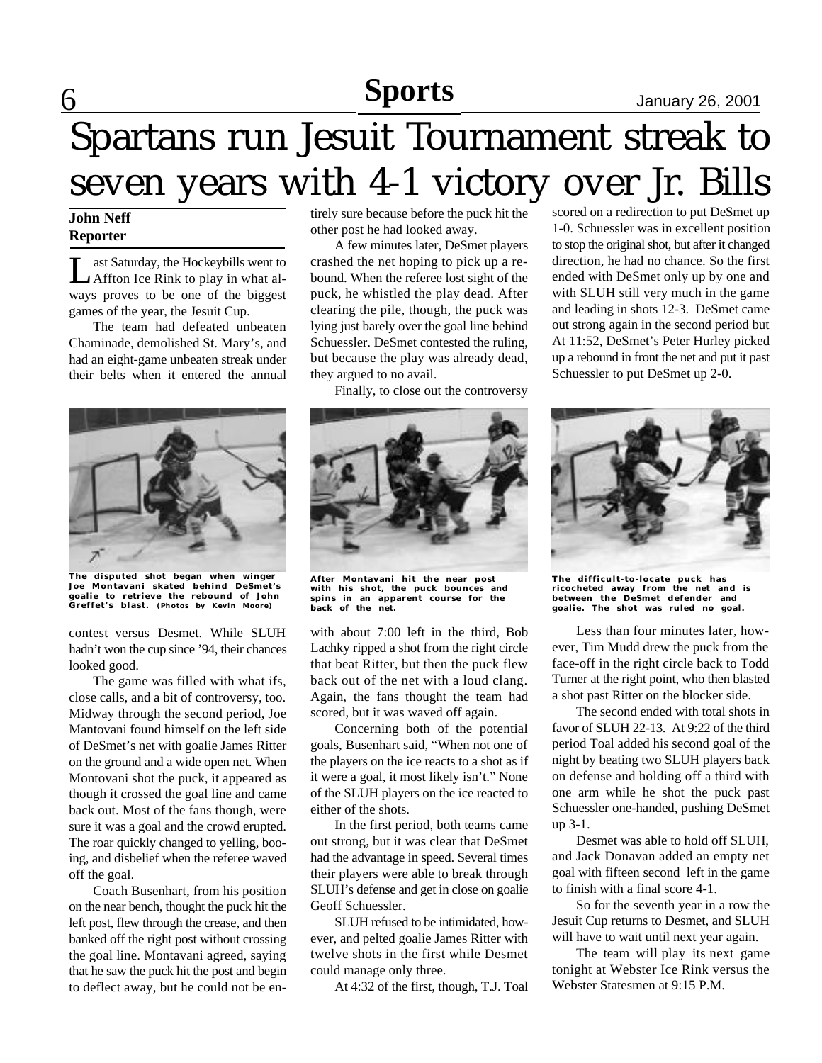# Spartans run Jesuit Tournament streak to seven years with 4-1 victory over Jr. Bills

**John Neff**
**Reporter**

Last Saturday, the Hockeybills went to Affton Ice Rink to play in what always proves to be one of the biggest games of the year, the Jesuit Cup.

The team had defeated unbeaten Chaminade, demolished St. Mary's, and had an eight-game unbeaten streak under their belts when it entered the annual contest versus Desmet. While SLUH hadn't won the cup since '94, their chances looked good.

The game was filled with what ifs, close calls, and a bit of controversy, too. Midway through the second period, Joe Mantovani found himself on the left side of DeSmet's net with goalie James Ritter on the ground and a wide open net. When Montovani shot the puck, it appeared as though it crossed the goal line and came back out. Most of the fans though, were sure it was a goal and the crowd erupted. The roar quickly changed to yelling, booing, and disbelief when the referee waved off the goal.

Coach Busenhart, from his position on the near bench, thought the puck hit the left post, flew through the crease, and then banked off the right post without crossing the goal line. Montavani agreed, saying that he saw the puck hit the post and begin to deflect away, but he could not be entirely sure because before the puck hit the other post he had looked away.

A few minutes later, DeSmet players crashed the net hoping to pick up a rebound. When the referee lost sight of the puck, he whistled the play dead. After clearing the pile, though, the puck was lying just barely over the goal line behind Schuessler. DeSmet contested the ruling, but because the play was already dead, they argued to no avail.

Finally, to close out the controversy with about 7:00 left in the third, Bob Lachky ripped a shot from the right circle that beat Ritter, but then the puck flew back out of the net with a loud clang. Again, the fans thought the team had scored, but it was waved off again.

Concerning both of the potential goals, Busenhart said, "When not one of the players on the ice reacts to a shot as if it were a goal, it most likely isn't." None of the SLUH players on the ice reacted to either of the shots.

In the first period, both teams came out strong, but it was clear that DeSmet had the advantage in speed. Several times their players were able to break through SLUH's defense and get in close on goalie Geoff Schuessler.

SLUH refused to be intimidated, however, and pelted goalie James Ritter with twelve shots in the first while Desmet could manage only three.

At 4:32 of the first, though, T.J. Toal scored on a redirection to put DeSmet up 1-0. Schuessler was in excellent position to stop the original shot, but after it changed direction, he had no chance. So the first ended with DeSmet only up by one and with SLUH still very much in the game and leading in shots 12-3. DeSmet came out strong again in the second period but At 11:52, DeSmet's Peter Hurley picked up a rebound in front the net and put it past Schuessler to put DeSmet up 2-0.

The disputed shot began when winger Joe Montavani skated behind DeSmet's goalie to retrieve the rebound of John Greffet's blast. (Photos by Kevin Moore)

After Montavani hit the near post with his shot, the puck bounces and spins in an apparent course for the back of the net.

The difficult-to-locate puck has ricocheted away from the net and is between the DeSmet defender and goalie. The shot was ruled no goal.

Less than four minutes later, however, Tim Mudd drew the puck from the face-off in the right circle back to Todd Turner at the right point, who then blasted a shot past Ritter on the blocker side.

The second ended with total shots in favor of SLUH 22-13. At 9:22 of the third period Toal added his second goal of the night by beating two SLUH players back on defense and holding off a third with one arm while he shot the puck past Schuessler one-handed, pushing DeSmet up 3-1.

Desmet was able to hold off SLUH, and Jack Donavan added an empty net goal with fifteen second left in the game to finish with a final score 4-1.

So for the seventh year in a row the Jesuit Cup returns to Desmet, and SLUH will have to wait until next year again.

The team will play its next game tonight at Webster Ice Rink versus the Webster Statesmen at 9:15 P.M.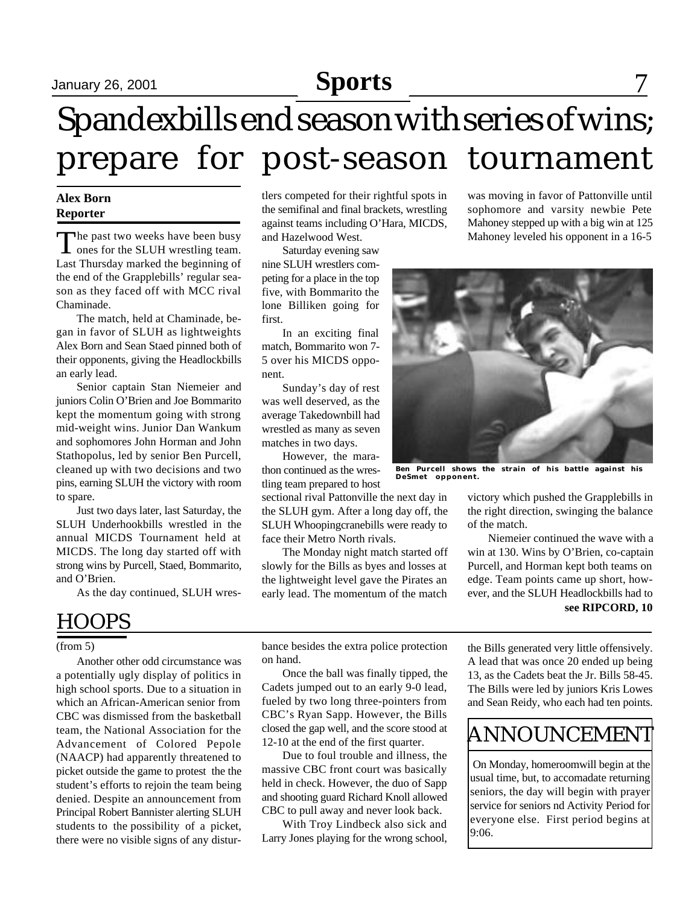# Spandexbills end season with series of wins; prepare for post-season tournament

**Alex Born**
**Reporter**

The past two weeks have been busy ones for the SLUH wrestling team. Last Thursday marked the beginning of the end of the Grapplebills' regular season as they faced off with MCC rival Chaminade.

The match, held at Chaminade, began in favor of SLUH as lightweights Alex Born and Sean Staed pinned both of their opponents, giving the Headlockbills an early lead.

Senior captain Stan Niemeier and juniors Colin O'Brien and Joe Bommarito kept the momentum going with strong mid-weight wins. Junior Dan Wankum and sophomores John Horman and John Stathopolus, led by senior Ben Purcell, cleaned up with two decisions and two pins, earning SLUH the victory with room to spare.

Just two days later, last Saturday, the SLUH Underhookbills wrestled in the annual MICDS Tournament held at MICDS. The long day started off with strong wins by Purcell, Staed, Bommarito, and O'Brien.

As the day continued, SLUH wrestlers competed for their rightful spots in the semifinal and final brackets, wrestling against teams including O'Hara, MICDS, and Hazelwood West.

Saturday evening saw nine SLUH wrestlers competing for a place in the top five, with Bommarito the lone Billiken going for first.

In an exciting final match, Bommarito won 7-5 over his MICDS opponent.

Sunday's day of rest was well deserved, as the average Takedownbill had wrestled as many as seven matches in two days.

However, the marathon continued as the wrestling team prepared to host sectional rival Pattonville the next day in the SLUH gym. After a long day off, the SLUH Whoopingcranebills were ready to face their Metro North rivals.

The Monday night match started off slowly for the Bills as byes and losses at the lightweight level gave the Pirates an early lead. The momentum of the match was moving in favor of Pattonville until sophomore and varsity newbie Pete Mahoney stepped up with a big win at 125 Mahoney leveled his opponent in a 16-5 victory which pushed the Grapplebills in the right direction, swinging the balance of the match.

Ben Purcell shows the strain of his battle against his DeSmet opponent.

Niemeier continued the wave with a win at 130. Wins by O'Brien, co-captain Purcell, and Horman kept both teams on edge. Team points came up short, however, and the SLUH Headlockbills had to

**see RIPCORD, 10**

## HOOPS

(from 5)

Another other odd circumstance was a potentially ugly display of politics in high school sports. Due to a situation in which an African-American senior from CBC was dismissed from the basketball team, the National Association for the Advancement of Colored Pepole (NAACP) had apparently threatened to picket outside the game to protest the the student's efforts to rejoin the team being denied. Despite an announcement from Principal Robert Bannister alerting SLUH students to the possibility of a picket, there were no visible signs of any disturbance besides the extra police protection on hand.

Once the ball was finally tipped, the Cadets jumped out to an early 9-0 lead, fueled by two long three-pointers from CBC's Ryan Sapp. However, the Bills closed the gap well, and the score stood at 12-10 at the end of the first quarter.

Due to foul trouble and illness, the massive CBC front court was basically held in check. However, the duo of Sapp and shooting guard Richard Knoll allowed CBC to pull away and never look back.

With Troy Lindbeck also sick and Larry Jones playing for the wrong school, the Bills generated very little offensively. A lead that was once 20 ended up being 13, as the Cadets beat the Jr. Bills 58-45. The Bills were led by juniors Kris Lowes and Sean Reidy, who each had ten points.

## ANNOUNCEMENT

On Monday, homeroomwill begin at the usual time, but, to accomadate returning seniors, the day will begin with prayer service for seniors nd Activity Period for everyone else. First period begins at 9:06.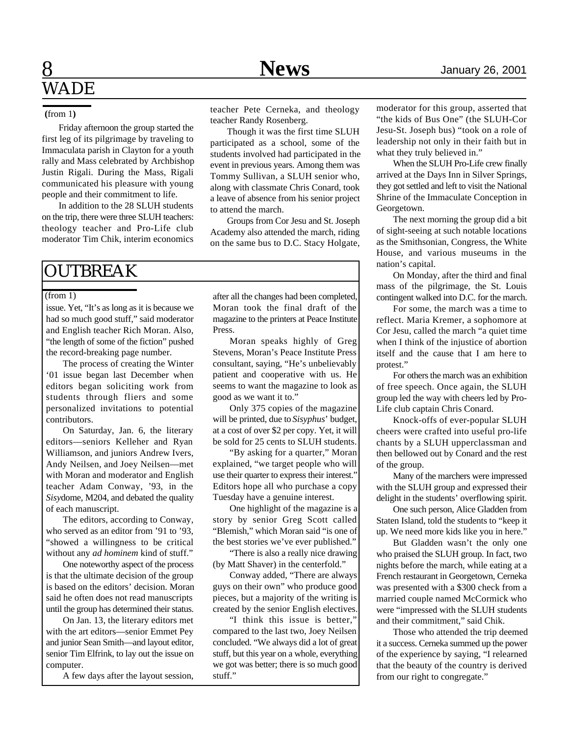# WADE

(from 1)

Friday afternoon the group started the first leg of its pilgrimage by traveling to Immaculata parish in Clayton for a youth rally and Mass celebrated by Archbishop Justin Rigali. During the Mass, Rigali communicated his pleasure with young people and their commitment to life.

In addition to the 28 SLUH students on the trip, there were three SLUH teachers: theology teacher and Pro-Life club moderator Tim Chik, interim economics teacher Pete Cerneka, and theology teacher Randy Rosenberg.

Though it was the first time SLUH participated as a school, some of the students involved had participated in the event in previous years. Among them was Tommy Sullivan, a SLUH senior who, along with classmate Chris Conard, took a leave of absence from his senior project to attend the march.

Groups from Cor Jesu and St. Joseph Academy also attended the march, riding on the same bus to D.C. Stacy Holgate, moderator for this group, asserted that "the kids of Bus One" (the SLUH-Cor Jesu-St. Joseph bus) "took on a role of leadership not only in their faith but in what they truly believed in."

When the SLUH Pro-Life crew finally arrived at the Days Inn in Silver Springs, they got settled and left to visit the National Shrine of the Immaculate Conception in Georgetown.

The next morning the group did a bit of sight-seeing at such notable locations as the Smithsonian, Congress, the White House, and various museums in the nation's capital.

On Monday, after the third and final mass of the pilgrimage, the St. Louis contingent walked into D.C. for the march.

For some, the march was a time to reflect. Maria Kremer, a sophomore at Cor Jesu, called the march "a quiet time when I think of the injustice of abortion itself and the cause that I am here to protest."

For others the march was an exhibition of free speech. Once again, the SLUH group led the way with cheers led by Pro-Life club captain Chris Conard.

Knock-offs of ever-popular SLUH cheers were crafted into useful pro-life chants by a SLUH upperclassman and then bellowed out by Conard and the rest of the group.

Many of the marchers were impressed with the SLUH group and expressed their delight in the students' overflowing spirit.

One such person, Alice Gladden from Staten Island, told the students to "keep it up. We need more kids like you in here."

But Gladden wasn't the only one who praised the SLUH group. In fact, two nights before the march, while eating at a French restaurant in Georgetown, Cerneka was presented with a $300 check from a married couple named McCormick who were "impressed with the SLUH students and their commitment," said Chik.

Those who attended the trip deemed it a success. Cerneka summed up the power of the experience by saying, "I relearned that the beauty of the country is derived from our right to congregate."

# OUTBREAK

(from 1)

issue. Yet, "It's as long as it is because we had so much good stuff," said moderator and English teacher Rich Moran. Also, "the length of some of the fiction" pushed the record-breaking page number.

The process of creating the Winter '01 issue began last December when editors began soliciting work from students through fliers and some personalized invitations to potential contributors.

On Saturday, Jan. 6, the literary editors—seniors Kelleher and Ryan Williamson, and juniors Andrew Ivers, Andy Neilsen, and Joey Neilsen—met with Moran and moderator and English teacher Adam Conway, '93, in the *Sisy*dome, M204, and debated the quality of each manuscript.

The editors, according to Conway, who served as an editor from '91 to '93, "showed a willingness to be critical without any *ad hominem* kind of stuff."

One noteworthy aspect of the process is that the ultimate decision of the group is based on the editors' decision. Moran said he often does not read manuscripts until the group has determined their status.

On Jan. 13, the literary editors met with the art editors—senior Emmet Pey and junior Sean Smith—and layout editor, senior Tim Elfrink, to lay out the issue on computer.

A few days after the layout session, after all the changes had been completed, Moran took the final draft of the magazine to the printers at Peace Institute Press.

Moran speaks highly of Greg Stevens, Moran's Peace Institute Press consultant, saying, "He's unbelievably patient and cooperative with us. He seems to want the magazine to look as good as we want it to."

Only 375 copies of the magazine will be printed, due to *Sisyphus*' budget, at a cost of over $2 per copy. Yet, it will be sold for 25 cents to SLUH students.

"By asking for a quarter," Moran explained, "we target people who will use their quarter to express their interest." Editors hope all who purchase a copy Tuesday have a genuine interest.

One highlight of the magazine is a story by senior Greg Scott called "Blemish," which Moran said "is one of the best stories we've ever published."

"There is also a really nice drawing (by Matt Shaver) in the centerfold."

Conway added, "There are always guys on their own" who produce good pieces, but a majority of the writing is created by the senior English electives.

"I think this issue is better," compared to the last two, Joey Neilsen concluded. "We always did a lot of great stuff, but this year on a whole, everything we got was better; there is so much good stuff."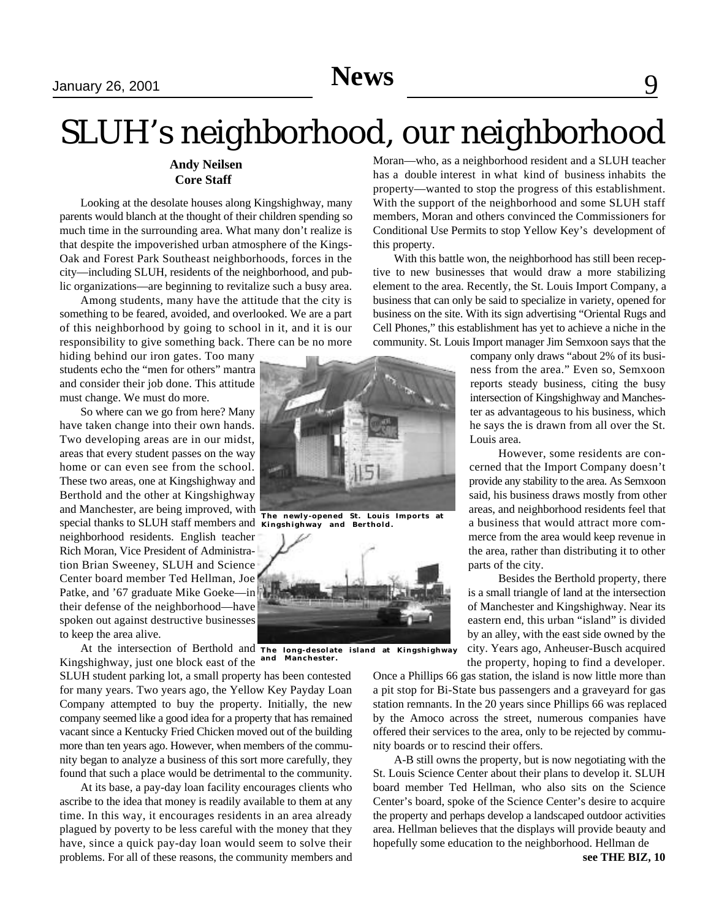# SLUH's neighborhood, our neighborhood

**Andy Neilsen**
**Core Staff**

Looking at the desolate houses along Kingshighway, many parents would blanch at the thought of their children spending so much time in the surrounding area. What many don't realize is that despite the impoverished urban atmosphere of the Kings-Oak and Forest Park Southeast neighborhoods, forces in the city—including SLUH, residents of the neighborhood, and public organizations—are beginning to revitalize such a busy area.

Among students, many have the attitude that the city is something to be feared, avoided, and overlooked. We are a part of this neighborhood by going to school in it, and it is our responsibility to give something back. There can be no more hiding behind our iron gates. Too many students echo the "men for others" mantra and consider their job done. This attitude must change. We must do more.

So where can we go from here? Many have taken change into their own hands. Two developing areas are in our midst, areas that every student passes on the way home or can even see from the school. These two areas, one at Kingshighway and Berthold and the other at Kingshighway and Manchester, are being improved, with special thanks to SLUH staff members and neighborhood residents. English teacher Rich Moran, Vice President of Administration Brian Sweeney, SLUH and Science Center board member Ted Hellman, Joe Patke, and '67 graduate Mike Goeke—in their defense of the neighborhood—have spoken out against destructive businesses to keep the area alive.

The newly-opened St. Louis Imports at Kingshighway and Berthold.

The long-desolate island at Kingshighway and Manchester.

At the intersection of Berthold and Kingshighway, just one block east of the SLUH student parking lot, a small property has been contested for many years. Two years ago, the Yellow Key Payday Loan Company attempted to buy the property. Initially, the new company seemed like a good idea for a property that has remained vacant since a Kentucky Fried Chicken moved out of the building more than ten years ago. However, when members of the community began to analyze a business of this sort more carefully, they found that such a place would be detrimental to the community.

At its base, a pay-day loan facility encourages clients who ascribe to the idea that money is readily available to them at any time. In this way, it encourages residents in an area already plagued by poverty to be less careful with the money that they have, since a quick pay-day loan would seem to solve their problems. For all of these reasons, the community members and Moran—who, as a neighborhood resident and a SLUH teacher has a double interest in what kind of business inhabits the property—wanted to stop the progress of this establishment. With the support of the neighborhood and some SLUH staff members, Moran and others convinced the Commissioners for Conditional Use Permits to stop Yellow Key's development of this property.

With this battle won, the neighborhood has still been receptive to new businesses that would draw a more stabilizing element to the area. Recently, the St. Louis Import Company, a business that can only be said to specialize in variety, opened for business on the site. With its sign advertising "Oriental Rugs and Cell Phones," this establishment has yet to achieve a niche in the community. St. Louis Import manager Jim Semxoon says that the company only draws "about 2% of its business from the area." Even so, Semxoon reports steady business, citing the busy intersection of Kingshighway and Manchester as advantageous to his business, which he says the is drawn from all over the St. Louis area.

However, some residents are concerned that the Import Company doesn't provide any stability to the area. As Semxoon said, his business draws mostly from other areas, and neighborhood residents feel that a business that would attract more commerce from the area would keep revenue in the area, rather than distributing it to other parts of the city.

Besides the Berthold property, there is a small triangle of land at the intersection of Manchester and Kingshighway. Near its eastern end, this urban "island" is divided by an alley, with the east side owned by the city. Years ago, Anheuser-Busch acquired the property, hoping to find a developer. Once a Phillips 66 gas station, the island is now little more than a pit stop for Bi-State bus passengers and a graveyard for gas station remnants. In the 20 years since Phillips 66 was replaced by the Amoco across the street, numerous companies have offered their services to the area, only to be rejected by community boards or to rescind their offers.

A-B still owns the property, but is now negotiating with the St. Louis Science Center about their plans to develop it. SLUH board member Ted Hellman, who also sits on the Science Center's board, spoke of the Science Center's desire to acquire the property and perhaps develop a landscaped outdoor activities area. Hellman believes that the displays will provide beauty and hopefully some education to the neighborhood. Hellman de

**see THE BIZ, 10**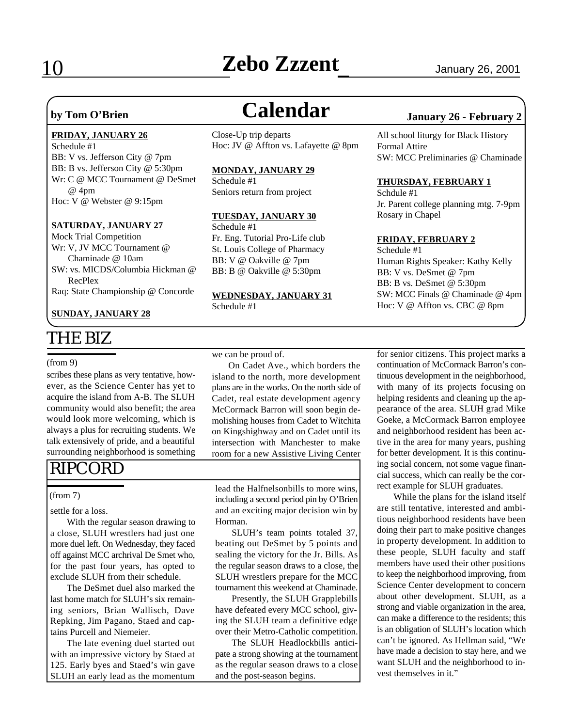# Calendar

**by Tom O'Brien**

**January 26 - February 2**

**FRIDAY, JANUARY 26**

Schedule #1
BB: V vs. Jefferson City @ 7pm
BB: B vs. Jefferson City @ 5:30pm
Wr: C @ MCC Tournament @ DeSmet @ 4pm
Hoc: V @ Webster @ 9:15pm

**SATURDAY, JANUARY 27**

Mock Trial Competition
Wr: V, JV MCC Tournament @ Chaminade @ 10am
SW: vs. MICDS/Columbia Hickman @ RecPlex
Raq: State Championship @ Concorde

**SUNDAY, JANUARY 28**

Close-Up trip departs
Hoc: JV @ Affton vs. Lafayette @ 8pm

**MONDAY, JANUARY 29**

Schedule #1
Seniors return from project

**TUESDAY, JANUARY 30**

Schedule #1
Fr. Eng. Tutorial Pro-Life club
St. Louis College of Pharmacy
BB: V @ Oakville @ 7pm
BB: B @ Oakville @ 5:30pm

**WEDNESDAY, JANUARY 31**

Schedule #1
All school liturgy for Black History
Formal Attire
SW: MCC Preliminaries @ Chaminade

**THURSDAY, FEBRUARY 1**

Schdule #1
Jr. Parent college planning mtg. 7-9pm
Rosary in Chapel

**FRIDAY, FEBRUARY 2**

Schedule #1
Human Rights Speaker: Kathy Kelly
BB: V vs. DeSmet @ 7pm
BB: B vs. DeSmet @ 5:30pm
SW: MCC Finals @ Chaminade @ 4pm
Hoc: V @ Affton vs. CBC @ 8pm

## THE BIZ

(from 9)

scribes these plans as very tentative, however, as the Science Center has yet to acquire the island from A-B. The SLUH community would also benefit; the area would look more welcoming, which is always a plus for recruiting students. We talk extensively of pride, and a beautiful surrounding neighborhood is something we can be proud of.

On Cadet Ave., which borders the island to the north, more development plans are in the works. On the north side of Cadet, real estate development agency McCormack Barron will soon begin demolishing houses from Cadet to Witchita on Kingshighway and on Cadet until its intersection with Manchester to make room for a new Assistive Living Center for senior citizens. This project marks a continuation of McCormack Barron's continuous development in the neighborhood, with many of its projects focusing on helping residents and cleaning up the appearance of the area. SLUH grad Mike Goeke, a McCormack Barron employee and neighborhood resident has been active in the area for many years, pushing for better development. It is this continuing social concern, not some vague financial success, which can really be the correct example for SLUH graduates.

While the plans for the island itself are still tentative, interested and ambitious neighborhood residents have been doing their part to make positive changes in property development. In addition to these people, SLUH faculty and staff members have used their other positions to keep the neighborhood improving, from Science Center development to concern about other development. SLUH, as a strong and viable organization in the area, can make a difference to the residents; this is an obligation of SLUH's location which can't be ignored. As Hellman said, "We have made a decision to stay here, and we want SLUH and the neighborhood to invest themselves in it."

## RIPCORD

(from 7)

settle for a loss.

With the regular season drawing to a close, SLUH wrestlers had just one more duel left. On Wednesday, they faced off against MCC archrival De Smet who, for the past four years, has opted to exclude SLUH from their schedule.

The DeSmet duel also marked the last home match for SLUH's six remaining seniors, Brian Wallisch, Dave Repking, Jim Pagano, Staed and captains Purcell and Niemeier.

The late evening duel started out with an impressive victory by Staed at 125. Early byes and Staed's win gave SLUH an early lead as the momentum lead the Halfnelsonbills to more wins, including a second period pin by O'Brien and an exciting major decision win by Horman.

SLUH's team points totaled 37, beating out DeSmet by 5 points and sealing the victory for the Jr. Bills. As the regular season draws to a close, the SLUH wrestlers prepare for the MCC tournament this weekend at Chaminade.

Presently, the SLUH Grapplebills have defeated every MCC school, giving the SLUH team a definitive edge over their Metro-Catholic competition.

The SLUH Headlockbills anticipate a strong showing at the tournament as the regular season draws to a close and the post-season begins.